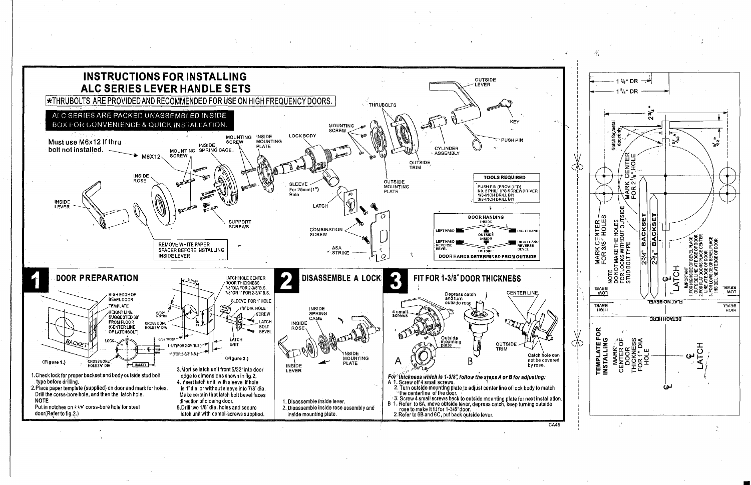# INSTRUCTIONS FOR INSTALLING ALC SERIES LEVER HANDLE SETS

*THRUBOLTS ARE PROVIDED AND RECOMMENDED FOR USE ON HIGH FREQUENCY DOORS.

ALC SERIES ARE PACKED UNASSEMBLED INSIDE BOX FOR CONVENIENCE & QUICK INSTALLATION.

Must use M6x12 if thru bolt not installed. → M6X12

INSIDE LEVER, INSIDE ROSE, MOUNTING SCREW, INSIDE SPRING CAGE, MOUNTING SCREW, INSIDE MOUNTING PLATE, SUPPORT SCREWS, LOCK BODY, SLEEVE For 25mm(1") Hole, LATCH, COMBINATION SCREW, ASA STRIKE, THRUBOLTS, MOUNTING SCREW, OUTSIDE MOUNTING PLATE, OUTSIDE TRIM, CYLINDER ASSEMBLY, OUTSIDE LEVER, KEY, PUSH PIN

REMOVE WHITE PAPER SPACER BEFORE INSTALLING INSIDE LEVER

| TOOLS REQUIRED |
|---|
| PUSH PIN (PROVIDED) |
| NO. 2 PHILLIPS SCREWDRIVER |
| 1/8-INCH DRILL BIT |
| 3/8-INCH DRILL BIT |

**DOOR HANDING**

INSIDE / OUTSIDE — LEFT HAND, RIGHT HAND, LEFT HAND REVERSE BEVEL, RIGHT HAND REVERSE BEVEL

DOOR HANDS DETERMINED FROM OUTSIDE

## 1 DOOR PREPARATION

HIGH EDGE OF BEVEL DOOR, TEMPLATE, HEIGHT LINE SUGGESTED 38" FROM FLOOR (CENTER LINE OF LATCHBOLT), LOCK, BACKET, CROSS BORE HOLE 2⅛" DIA

(Figure 1.)

LATCH HOLE CENTER DOOR THICKNESS 7/8"DIA FOR 2-3/8" B.S. 7/8" OR 1" FOR 2-3/4" B.S., SLEEVE FOR 1" HOLE, 7/8" DIA. HOLE, SCREW, LATCH BOLT BEVEL, LATCH UNIT, 5/32" NOTCH, CROSS BORE HOLE 2⅛" DIA, 5/32" DEEP, 1-1/4" (FOR 2-3/4" B.S.), 1" (FOR 2-3/8" B.S.)

(Figure 2.)

1. Check lock for proper backset and body outside stud bolt type before drilling.
2. Place paper template (supplied) on door and mark for holes. Drill the corss-bore hole, and then the latch hole.
   **NOTE**
   Put in notches on 2 1/8" corss-bore hole for steel door(Refer to fig.2.)
3. Mortise latch unit front 5/32" into door edge to dimensions shown in fig.2.
4. Insert latch unit with sleeve if hole is 1" dia, or without sleeve into 7/8" dia. Make certain that latch bolt bevel faces direction of closing door.
5. Drill two 1/8" dia. holes and secure latch unit with combi-screws supplied.

## 2 DISASSEMBLE A LOCK

INSIDE SPRING CAGE, INSIDE ROSE, INSIDE LEVER, INSIDE MOUNTING PLATE

1. Disassemble inside lever.
2. Disassemble inside rose assembly and inside mounting plate.

## 3 FIT FOR 1-3/8" DOOR THICKNESS

Depress catch and turn outside rose, CENTER LINE, 4 small screws, Outside mounting plate, OUTSIDE TRIM, Catch hole can not be covered by rose.

A B

*For thickness which is 1-3/8", follow the steps A or B for adjusting:*

A 1. Screw off 4 small screws.
   2. Turn outside mounting plate to adjust center line of lock body to match the centerline of the door.
   3. Screw 4 small screws back to outside mounting plate for next installation.

B 1. Refer to 6A, move outside lever, depress catch, keep turning outside rose to make it fit for 1-3/8" door.
   2. Refer to 6B and 6C, put back outside lever.

CA45

---

1 3/8" DR — 1 3/4" DR

2¾" — 5/32" — 9/32"

Notch for metal doors only

MARK CENTER FOR 2⅛" HOLE

MARK CENTER FOR 3/8" HOLES

NOTE
DO NOT MAKE THE HOLES FOR LOCKS WITHOUT OUTSIDE STUD BOLT TYPE

2¾" BACKSET — 2⅜" BACKSET

℄ LATCH

IMPORTANT
1. FOR HIGHSIDE OF BEVEL PLACE OUTSIDE LINE AT EDGE OF DOOR
2. FOR FLAT DOORS PLACE CENTER LINE AT EDGE OF DOOR
3. FOR LOWSIDE OF BEVEL PLACE INSIDE LINE AT EDGE OF DOOR

LOW BEVEL — HIGH BEVEL — FLAT NO BEVEL — HIGH BEVEL — LOW BEVEL

DETACH HERE

TEMPLATE FOR INSTALLING

MARK CENTER OF DOOR THICKNESS FOR 1" DIA HOLE

℄ LATCH

℄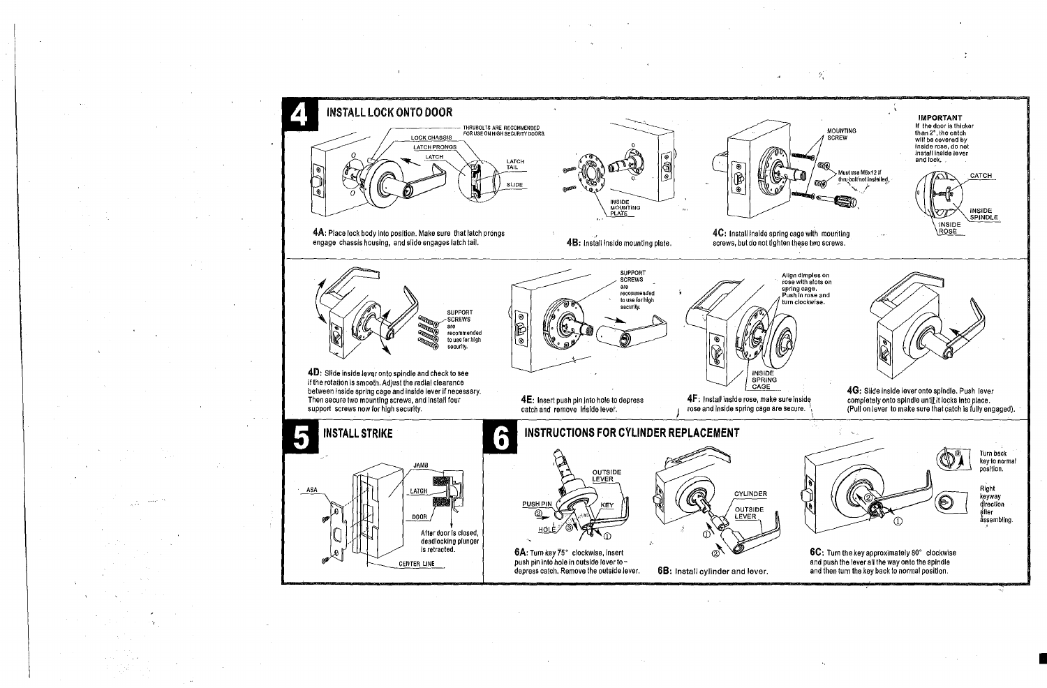## 4 INSTALL LOCK ONTO DOOR

THRUBOLTS ARE RECOMMENDED FOR USE ON HIGH SECURITY DOORS.

LOCK CHASSIS
LATCH PRONGS
LATCH
LATCH TAIL
SLIDE

**4A:** Place lock body into position. Make sure that latch prongs engage chassis housing, and slide engages latch tail.

INSIDE MOUNTING PLATE

**4B:** Install inside mounting plate.

MOUNTING SCREW

Must use M6x12 if thru-bolt not installed.

**4C:** Install inside spring cage with mounting screws, but do not tighten these two screws.

**IMPORTANT**
If the door is thicker than 2", the catch will be covered by inside rose, do not install inside lever and lock.

CATCH
INSIDE SPINDLE
INSIDE ROSE

SUPPORT SCREWS are recommended to use for high security.

**4D:** Slide inside lever onto spindle and check to see if the rotation is smooth. Adjust the radial clearance between inside spring cage and inside lever if necessary. Then secure two mounting screws, and install four support screws now for high security.

SUPPORT SCREWS are recommended to use for high security.

**4E:** Insert push pin into hole to depress catch and remove inside lever.

Align dimples on rose with slots on spring cage. Push in rose and turn clockwise.

INSIDE SPRING CAGE

**4F:** Install inside rose, make sure inside rose and inside spring cage are secure.

**4G:** Slide inside lever onto spindle. Push lever completely onto spindle until it locks into place. (Pull on lever to make sure that catch is fully engaged).

## 5 INSTALL STRIKE

JAMB
ASA
LATCH
DOOR

After door is closed, deadlocking plunger is retracted.

CENTER LINE

## 6 INSTRUCTIONS FOR CYLINDER REPLACEMENT

OUTSIDE LEVER
PUSH PIN
KEY
HOLE

**6A:** Turn key 75° clockwise, insert push pin into hole in outside lever to depress catch. Remove the outside lever.

CYLINDER
OUTSIDE LEVER

**6B:** Install cylinder and lever.

Turn back key to normal position.

Right keyway direction after assembling.

**6C:** Turn the key approximately 80° clockwise and push the lever all the way onto the spindle and then turn the key back to normal position.